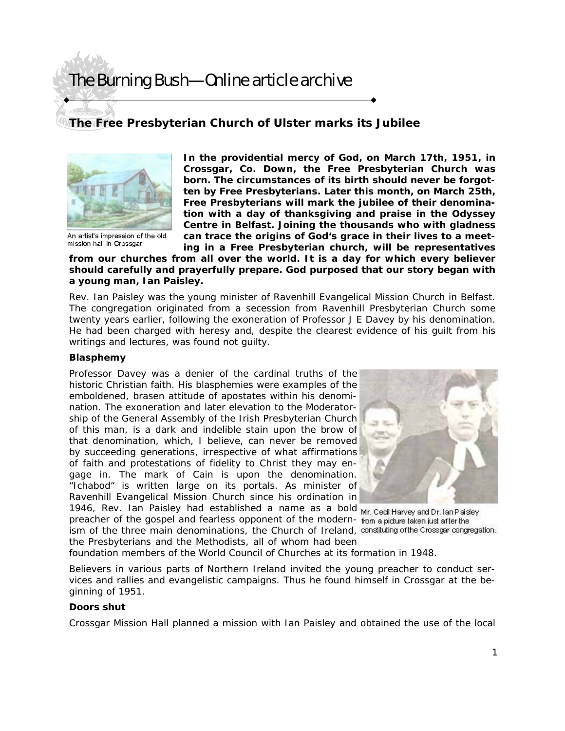# The Burning Bush—Online article archive

## The Free Presbyterian Church of Ulster marks its Jubilee

An artist's impression of the old mission hall in Crossgar

**In the providential mercy of God, on March 17th, 1951, in Crossgar, Co. Down, the Free Presbyterian Church was born. The circumstances of its birth should never be forgotten by Free Presbyterians. Later this month, on March 25th, Free Presbyterians will mark the jubilee of their denomination with a day of thanksgiving and praise in the Odyssey Centre in Belfast. Joining the thousands who with gladness can trace the origins of God's grace in their lives to a meeting in a Free Presbyterian church, will be representatives from our churches from all over the world. It is a day for which every believer should carefully and prayerfully prepare. God purposed that our story began with a young man, Ian Paisley.**

Rev. Ian Paisley was the young minister of Ravenhill Evangelical Mission Church in Belfast. The congregation originated from a secession from Ravenhill Presbyterian Church some twenty years earlier, following the exoneration of Professor J E Davey by his denomination. He had been charged with heresy and, despite the clearest evidence of his guilt from his writings and lectures, was found not guilty.

### Blasphemy

Professor Davey was a denier of the cardinal truths of the historic Christian faith. His blasphemies were examples of the emboldened, brasen attitude of apostates within his denomination. The exoneration and later elevation to the Moderatorship of the General Assembly of the Irish Presbyterian Church of this man, is a dark and indelible stain upon the brow of that denomination, which, I believe, can never be removed by succeeding generations, irrespective of what affirmations of faith and protestations of fidelity to Christ they may engage in. The mark of Cain is upon the denomination. "Ichabod" is written large on its portals. As minister of Ravenhill Evangelical Mission Church since his ordination in 1946, Rev. Ian Paisley had established a name as a bold preacher of the gospel and fearless opponent of the modernism of the three main denominations, the Church of Ireland, the Presbyterians and the Methodists, all of whom had been foundation members of the World Council of Churches at its formation in 1948.

Mr. Cecil Harvey and Dr. Ian Paisley from a picture taken just after the constituting of the Crossgar congregation.

Believers in various parts of Northern Ireland invited the young preacher to conduct services and rallies and evangelistic campaigns. Thus he found himself in Crossgar at the beginning of 1951.

### Doors shut

Crossgar Mission Hall planned a mission with Ian Paisley and obtained the use of the local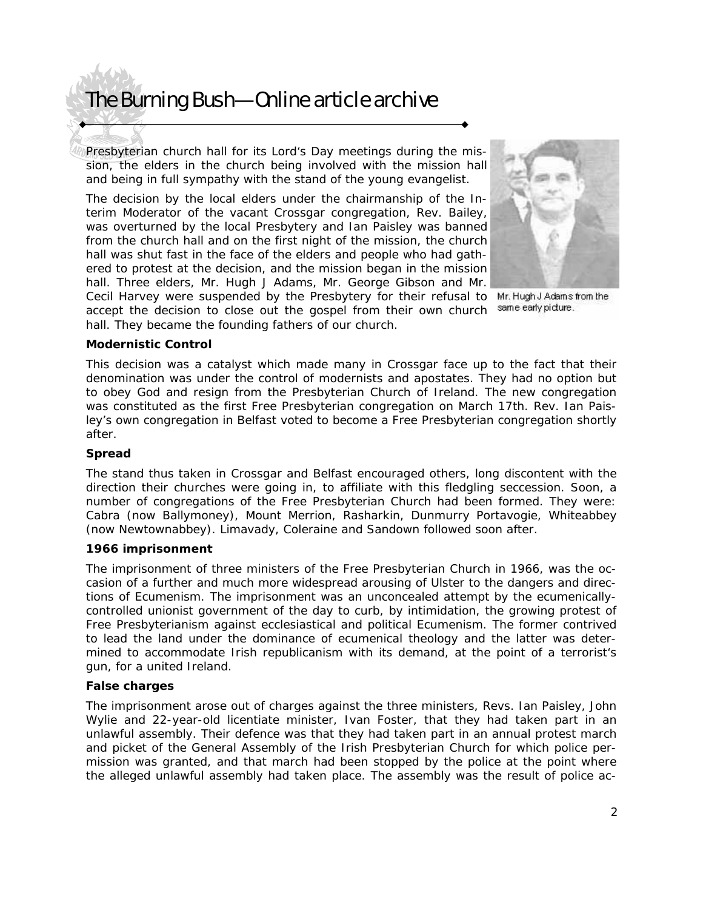Presbyterian church hall for its Lord's Day meetings during the mission, the elders in the church being involved with the mission hall and being in full sympathy with the stand of the young evangelist.

The decision by the local elders under the chairmanship of the Interim Moderator of the vacant Crossgar congregation, Rev. Bailey, was overturned by the local Presbytery and Ian Paisley was banned from the church hall and on the first night of the mission, the church hall was shut fast in the face of the elders and people who had gathered to protest at the decision, and the mission began in the mission hall. Three elders, Mr. Hugh J Adams, Mr. George Gibson and Mr. Cecil Harvey were suspended by the Presbytery for their refusal to accept the decision to close out the gospel from their own church hall. They became the founding fathers of our church.

Mr. Hugh J Adams from the same early picture.

**Modernistic Control**

This decision was a catalyst which made many in Crossgar face up to the fact that their denomination was under the control of modernists and apostates. They had no option but to obey God and resign from the Presbyterian Church of Ireland. The new congregation was constituted as the first Free Presbyterian congregation on March 17th. Rev. Ian Paisley's own congregation in Belfast voted to become a Free Presbyterian congregation shortly after.

**Spread**

The stand thus taken in Crossgar and Belfast encouraged others, long discontent with the direction their churches were going in, to affiliate with this fledgling seccession. Soon, a number of congregations of the Free Presbyterian Church had been formed. They were: Cabra (now Ballymoney), Mount Merrion, Rasharkin, Dunmurry Portavogie, Whiteabbey (now Newtownabbey). Limavady, Coleraine and Sandown followed soon after.

**1966 imprisonment**

The imprisonment of three ministers of the Free Presbyterian Church in 1966, was the occasion of a further and much more widespread arousing of Ulster to the dangers and directions of Ecumenism. The imprisonment was an unconcealed attempt by the ecumenically-controlled unionist government of the day to curb, by intimidation, the growing protest of Free Presbyterianism against ecclesiastical and political Ecumenism. The former contrived to lead the land under the dominance of ecumenical theology and the latter was determined to accommodate Irish republicanism with its demand, at the point of a terrorist's gun, for a united Ireland.

**False charges**

The imprisonment arose out of charges against the three ministers, Revs. Ian Paisley, John Wylie and 22-year-old licentiate minister, Ivan Foster, that they had taken part in an unlawful assembly. Their defence was that they had taken part in an annual protest march and picket of the General Assembly of the Irish Presbyterian Church for which police permission was granted, and that march had been stopped by the police at the point where the alleged unlawful assembly had taken place. The assembly was the result of police ac-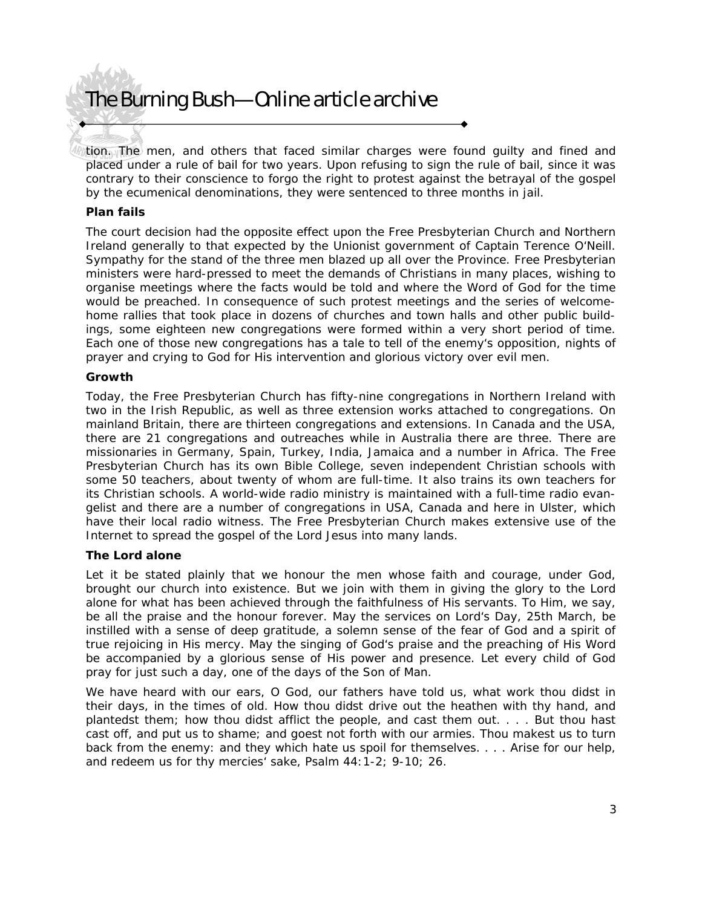tion. The men, and others that faced similar charges were found guilty and fined and placed under a rule of bail for two years. Upon refusing to sign the rule of bail, since it was contrary to their conscience to forgo the right to protest against the betrayal of the gospel by the ecumenical denominations, they were sentenced to three months in jail.

**Plan fails**

The court decision had the opposite effect upon the Free Presbyterian Church and Northern Ireland generally to that expected by the Unionist government of Captain Terence O'Neill. Sympathy for the stand of the three men blazed up all over the Province. Free Presbyterian ministers were hard-pressed to meet the demands of Christians in many places, wishing to organise meetings where the facts would be told and where the Word of God for the time would be preached. In consequence of such protest meetings and the series of welcome-home rallies that took place in dozens of churches and town halls and other public buildings, some eighteen new congregations were formed within a very short period of time. Each one of those new congregations has a tale to tell of the enemy's opposition, nights of prayer and crying to God for His intervention and glorious victory over evil men.

**Growth**

Today, the Free Presbyterian Church has fifty-nine congregations in Northern Ireland with two in the Irish Republic, as well as three extension works attached to congregations. On mainland Britain, there are thirteen congregations and extensions. In Canada and the USA, there are 21 congregations and outreaches while in Australia there are three. There are missionaries in Germany, Spain, Turkey, India, Jamaica and a number in Africa. The Free Presbyterian Church has its own Bible College, seven independent Christian schools with some 50 teachers, about twenty of whom are full-time. It also trains its own teachers for its Christian schools. A world-wide radio ministry is maintained with a full-time radio evangelist and there are a number of congregations in USA, Canada and here in Ulster, which have their local radio witness. The Free Presbyterian Church makes extensive use of the Internet to spread the gospel of the Lord Jesus into many lands.

**The Lord alone**

Let it be stated plainly that we honour the men whose faith and courage, under God, brought our church into existence. But we join with them in giving the glory to the Lord alone for what has been achieved through the faithfulness of His servants. To Him, we say, be all the praise and the honour forever. May the services on Lord's Day, 25th March, be instilled with a sense of deep gratitude, a solemn sense of the fear of God and a spirit of true rejoicing in His mercy. May the singing of God's praise and the preaching of His Word be accompanied by a glorious sense of His power and presence. Let every child of God pray for just such a day, one of the days of the Son of Man.

We have heard with our ears, O God, our fathers have told us, what work thou didst in their days, in the times of old. How thou didst drive out the heathen with thy hand, and plantedst them; how thou didst afflict the people, and cast them out. . . . But thou hast cast off, and put us to shame; and goest not forth with our armies. Thou makest us to turn back from the enemy: and they which hate us spoil for themselves. . . . Arise for our help, and redeem us for thy mercies' sake, Psalm 44:1-2; 9-10; 26.